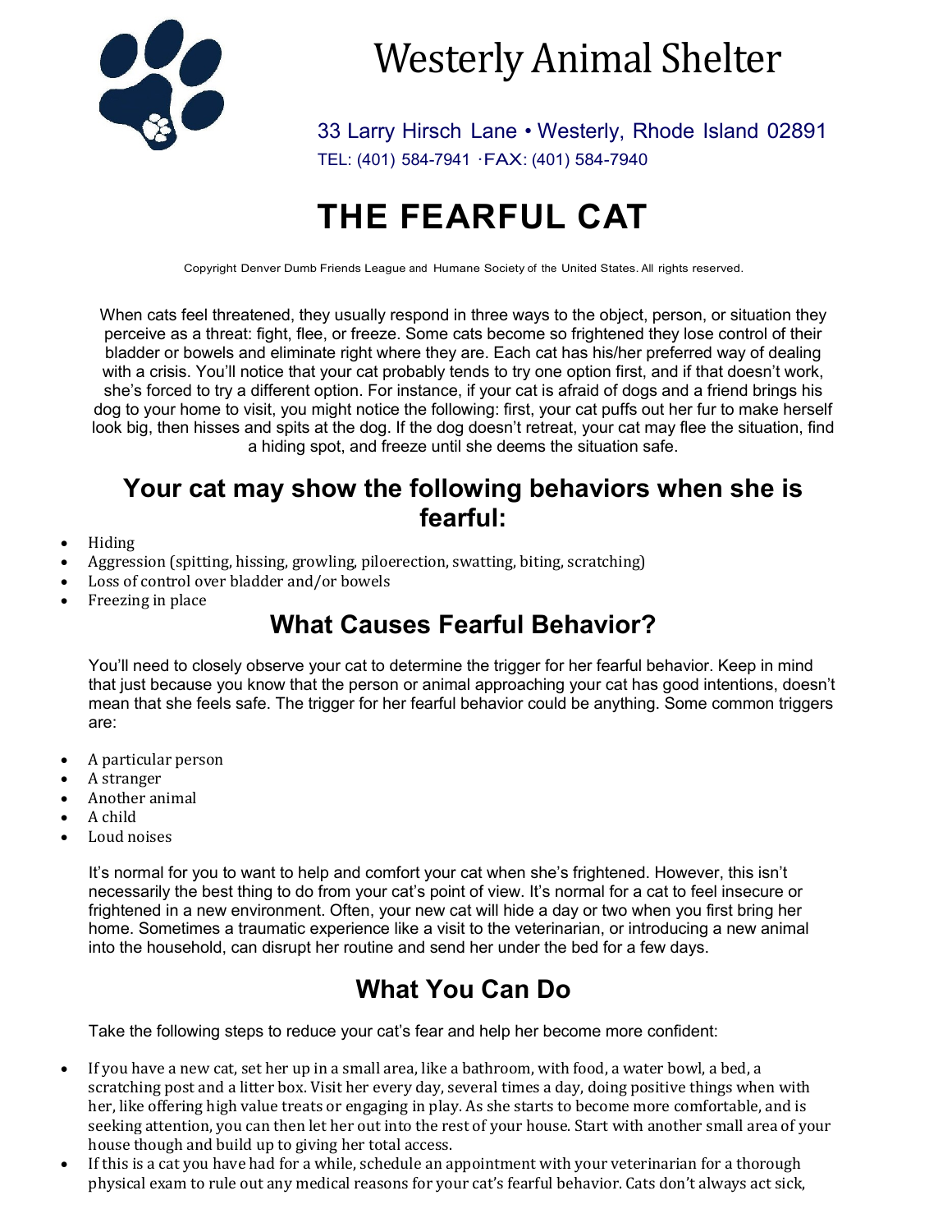# Westerly Animal Shelter

33 Larry Hirsch Lane • Westerly, Rhode Island 02891
TEL: (401) 584-7941 ·FAX: (401) 584-7940

# THE FEARFUL CAT

Copyright Denver Dumb Friends League and Humane Society of the United States. All rights reserved.

When cats feel threatened, they usually respond in three ways to the object, person, or situation they perceive as a threat: fight, flee, or freeze. Some cats become so frightened they lose control of their bladder or bowels and eliminate right where they are. Each cat has his/her preferred way of dealing with a crisis. You'll notice that your cat probably tends to try one option first, and if that doesn't work, she's forced to try a different option. For instance, if your cat is afraid of dogs and a friend brings his dog to your home to visit, you might notice the following: first, your cat puffs out her fur to make herself look big, then hisses and spits at the dog. If the dog doesn't retreat, your cat may flee the situation, find a hiding spot, and freeze until she deems the situation safe.

## Your cat may show the following behaviors when she is fearful:

- Hiding
- Aggression (spitting, hissing, growling, piloerection, swatting, biting, scratching)
- Loss of control over bladder and/or bowels
- Freezing in place

## What Causes Fearful Behavior?

You'll need to closely observe your cat to determine the trigger for her fearful behavior. Keep in mind that just because you know that the person or animal approaching your cat has good intentions, doesn't mean that she feels safe. The trigger for her fearful behavior could be anything. Some common triggers are:

- A particular person
- A stranger
- Another animal
- A child
- Loud noises

It's normal for you to want to help and comfort your cat when she's frightened. However, this isn't necessarily the best thing to do from your cat's point of view. It's normal for a cat to feel insecure or frightened in a new environment. Often, your new cat will hide a day or two when you first bring her home. Sometimes a traumatic experience like a visit to the veterinarian, or introducing a new animal into the household, can disrupt her routine and send her under the bed for a few days.

## What You Can Do

Take the following steps to reduce your cat's fear and help her become more confident:

- If you have a new cat, set her up in a small area, like a bathroom, with food, a water bowl, a bed, a scratching post and a litter box. Visit her every day, several times a day, doing positive things when with her, like offering high value treats or engaging in play. As she starts to become more comfortable, and is seeking attention, you can then let her out into the rest of your house. Start with another small area of your house though and build up to giving her total access.
- If this is a cat you have had for a while, schedule an appointment with your veterinarian for a thorough physical exam to rule out any medical reasons for your cat's fearful behavior. Cats don't always act sick,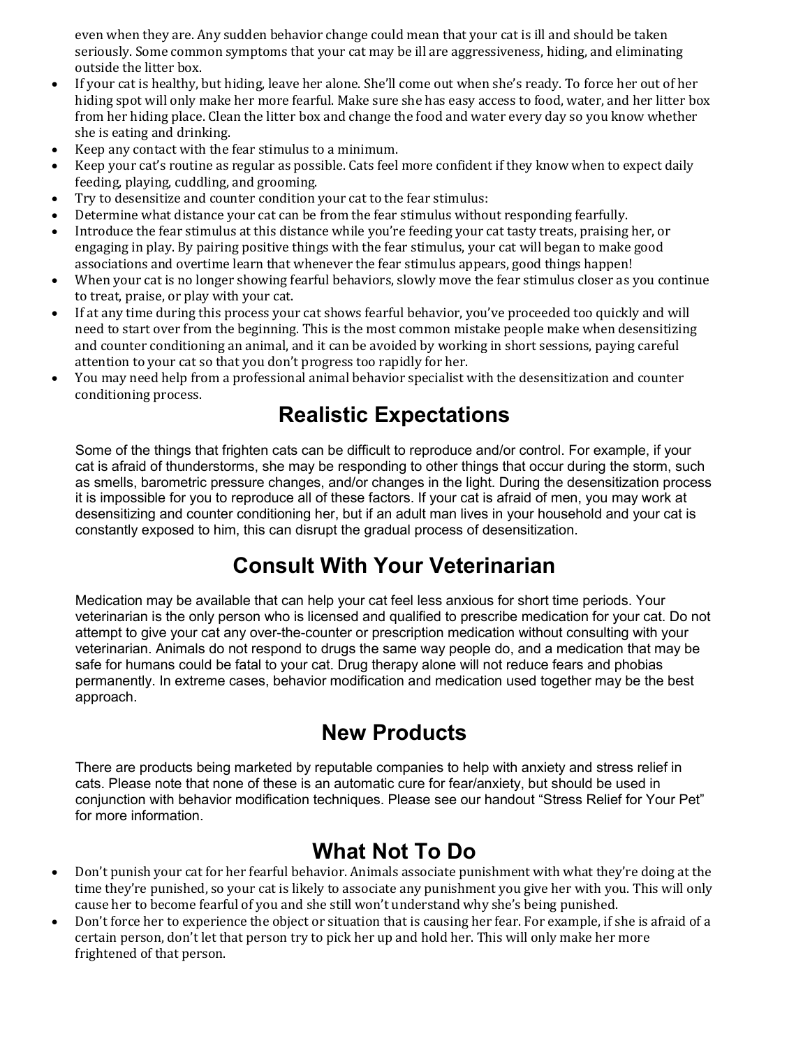even when they are. Any sudden behavior change could mean that your cat is ill and should be taken seriously. Some common symptoms that your cat may be ill are aggressiveness, hiding, and eliminating outside the litter box.

- If your cat is healthy, but hiding, leave her alone. She'll come out when she's ready. To force her out of her hiding spot will only make her more fearful. Make sure she has easy access to food, water, and her litter box from her hiding place. Clean the litter box and change the food and water every day so you know whether she is eating and drinking.
- Keep any contact with the fear stimulus to a minimum.
- Keep your cat's routine as regular as possible. Cats feel more confident if they know when to expect daily feeding, playing, cuddling, and grooming.
- Try to desensitize and counter condition your cat to the fear stimulus:
- Determine what distance your cat can be from the fear stimulus without responding fearfully.
- Introduce the fear stimulus at this distance while you're feeding your cat tasty treats, praising her, or engaging in play. By pairing positive things with the fear stimulus, your cat will began to make good associations and overtime learn that whenever the fear stimulus appears, good things happen!
- When your cat is no longer showing fearful behaviors, slowly move the fear stimulus closer as you continue to treat, praise, or play with your cat.
- If at any time during this process your cat shows fearful behavior, you've proceeded too quickly and will need to start over from the beginning. This is the most common mistake people make when desensitizing and counter conditioning an animal, and it can be avoided by working in short sessions, paying careful attention to your cat so that you don't progress too rapidly for her.
- You may need help from a professional animal behavior specialist with the desensitization and counter conditioning process.

## Realistic Expectations

Some of the things that frighten cats can be difficult to reproduce and/or control. For example, if your cat is afraid of thunderstorms, she may be responding to other things that occur during the storm, such as smells, barometric pressure changes, and/or changes in the light. During the desensitization process it is impossible for you to reproduce all of these factors. If your cat is afraid of men, you may work at desensitizing and counter conditioning her, but if an adult man lives in your household and your cat is constantly exposed to him, this can disrupt the gradual process of desensitization.

## Consult With Your Veterinarian

Medication may be available that can help your cat feel less anxious for short time periods. Your veterinarian is the only person who is licensed and qualified to prescribe medication for your cat. Do not attempt to give your cat any over-the-counter or prescription medication without consulting with your veterinarian. Animals do not respond to drugs the same way people do, and a medication that may be safe for humans could be fatal to your cat. Drug therapy alone will not reduce fears and phobias permanently. In extreme cases, behavior modification and medication used together may be the best approach.

## New Products

There are products being marketed by reputable companies to help with anxiety and stress relief in cats. Please note that none of these is an automatic cure for fear/anxiety, but should be used in conjunction with behavior modification techniques. Please see our handout "Stress Relief for Your Pet" for more information.

## What Not To Do

- Don't punish your cat for her fearful behavior. Animals associate punishment with what they're doing at the time they're punished, so your cat is likely to associate any punishment you give her with you. This will only cause her to become fearful of you and she still won't understand why she's being punished.
- Don't force her to experience the object or situation that is causing her fear. For example, if she is afraid of a certain person, don't let that person try to pick her up and hold her. This will only make her more frightened of that person.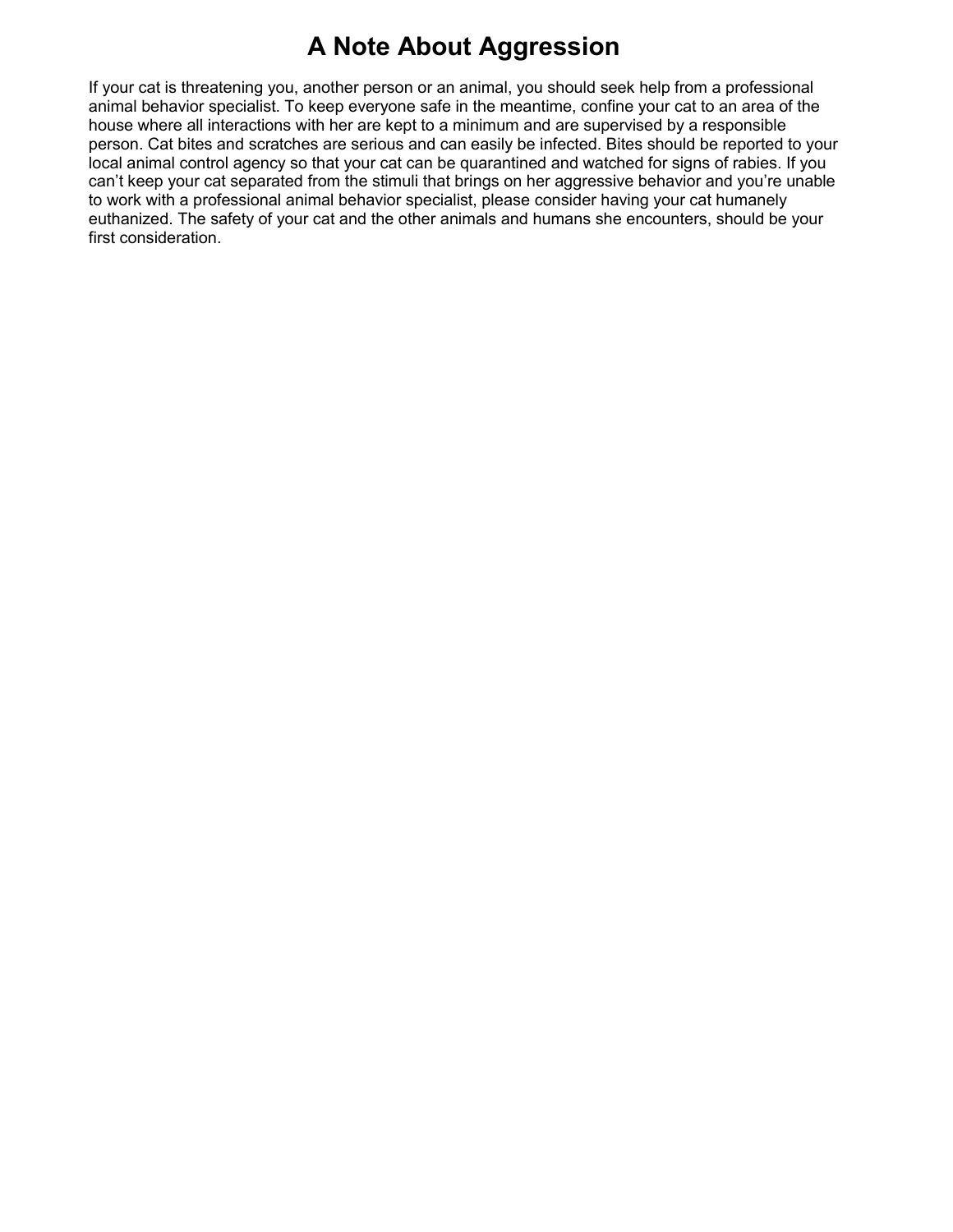# A Note About Aggression

If your cat is threatening you, another person or an animal, you should seek help from a professional animal behavior specialist. To keep everyone safe in the meantime, confine your cat to an area of the house where all interactions with her are kept to a minimum and are supervised by a responsible person. Cat bites and scratches are serious and can easily be infected. Bites should be reported to your local animal control agency so that your cat can be quarantined and watched for signs of rabies. If you can't keep your cat separated from the stimuli that brings on her aggressive behavior and you're unable to work with a professional animal behavior specialist, please consider having your cat humanely euthanized. The safety of your cat and the other animals and humans she encounters, should be your first consideration.